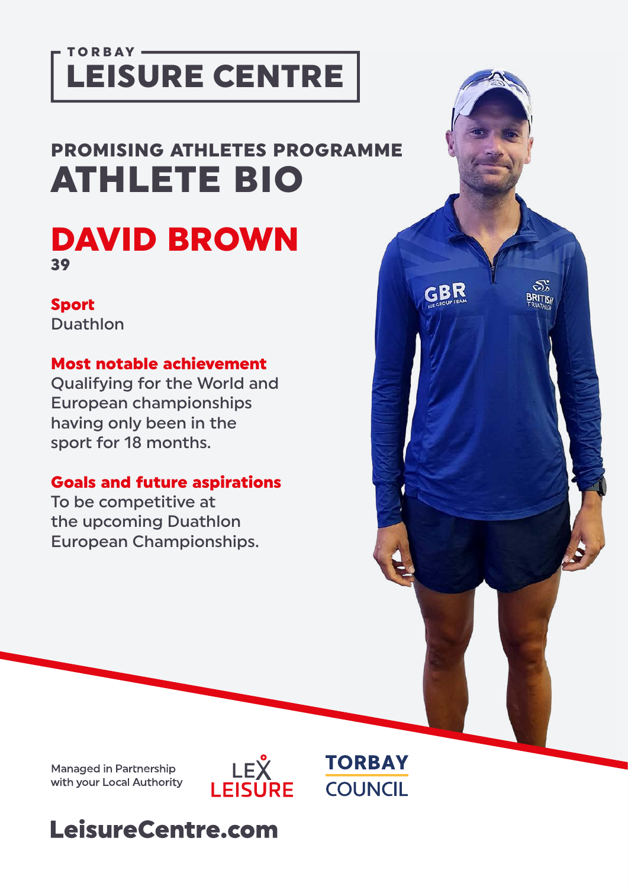TORBAY

# LEISURE CENTRE

## PROMISING ATHLETES PROGRAMME

# ATHLETE BIO

## DAVID BROWN

**39**

**Sport**

Duathlon

**Most notable achievement**

Qualifying for the World and European championships having only been in the sport for 18 months.

**Goals and future aspirations**

To be competitive at the upcoming Duathlon European Championships.

Managed in Partnership with your Local Authority

LEX LEISURE

TORBAY COUNCIL

**LeisureCentre.com**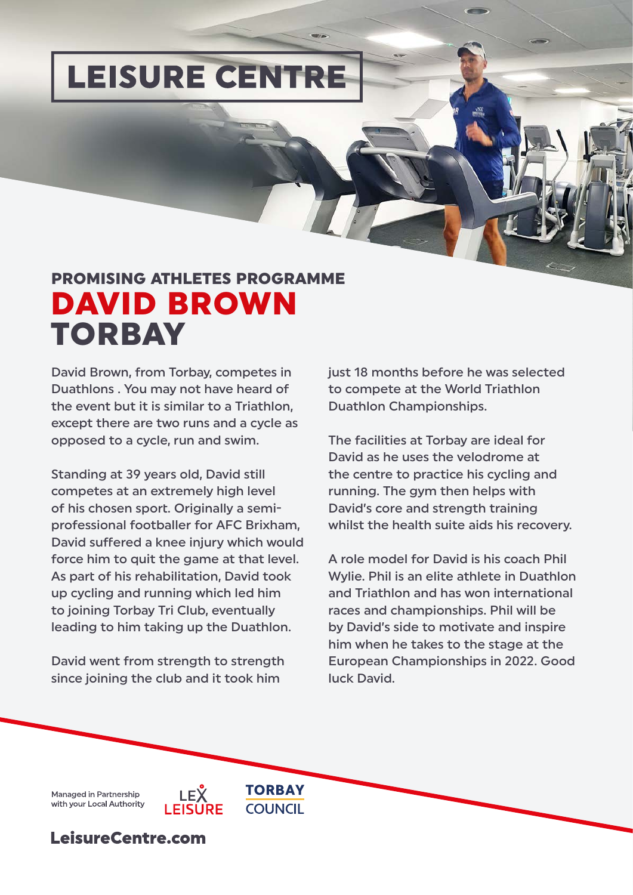# LEISURE CENTRE

## PROMISING ATHLETES PROGRAMME

# DAVID BROWN
# TORBAY

David Brown, from Torbay, competes in Duathlons . You may not have heard of the event but it is similar to a Triathlon, except there are two runs and a cycle as opposed to a cycle, run and swim.

Standing at 39 years old, David still competes at an extremely high level of his chosen sport. Originally a semi-professional footballer for AFC Brixham, David suffered a knee injury which would force him to quit the game at that level. As part of his rehabilitation, David took up cycling and running which led him to joining Torbay Tri Club, eventually leading to him taking up the Duathlon.

David went from strength to strength since joining the club and it took him just 18 months before he was selected to compete at the World Triathlon Duathlon Championships.

The facilities at Torbay are ideal for David as he uses the velodrome at the centre to practice his cycling and running. The gym then helps with David's core and strength training whilst the health suite aids his recovery.

A role model for David is his coach Phil Wylie. Phil is an elite athlete in Duathlon and Triathlon and has won international races and championships. Phil will be by David's side to motivate and inspire him when he takes to the stage at the European Championships in 2022. Good luck David.

Managed in Partnership with your Local Authority

LEX LEISURE

TORBAY COUNCIL

LeisureCentre.com